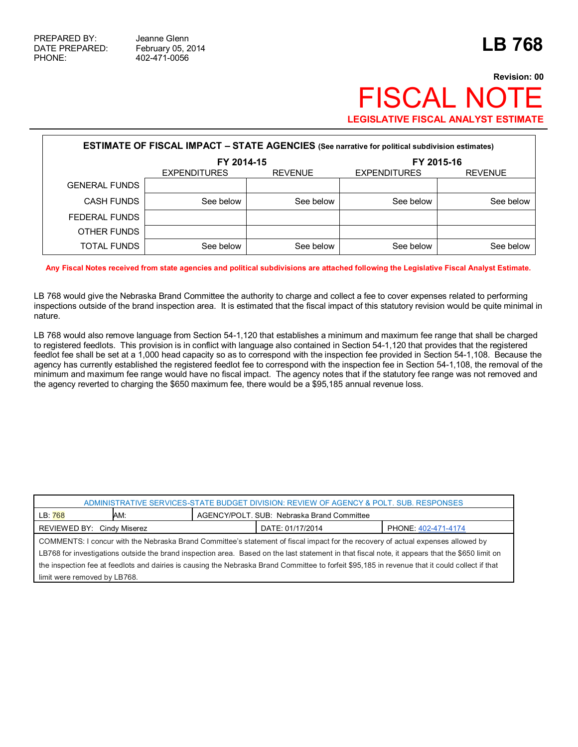PREPARED BY: Jeanne Glenn
DATE PREPARED: February 05, 2014
PHONE: 402-471-0056

# LB 768

**Revision: 00**

# FISCAL NOTE

**LEGISLATIVE FISCAL ANALYST ESTIMATE**

| **ESTIMATE OF FISCAL IMPACT – STATE AGENCIES** (See narrative for political subdivision estimates) | | | | |
|---|---|---|---|---|
| | FY 2014-15 | | FY 2015-16 | |
| | EXPENDITURES | REVENUE | EXPENDITURES | REVENUE |
| GENERAL FUNDS | | | | |
| CASH FUNDS | See below | See below | See below | See below |
| FEDERAL FUNDS | | | | |
| OTHER FUNDS | | | | |
| TOTAL FUNDS | See below | See below | See below | See below |

**Any Fiscal Notes received from state agencies and political subdivisions are attached following the Legislative Fiscal Analyst Estimate.**

LB 768 would give the Nebraska Brand Committee the authority to charge and collect a fee to cover expenses related to performing inspections outside of the brand inspection area. It is estimated that the fiscal impact of this statutory revision would be quite minimal in nature.

LB 768 would also remove language from Section 54-1,120 that establishes a minimum and maximum fee range that shall be charged to registered feedlots. This provision is in conflict with language also contained in Section 54-1,120 that provides that the registered feedlot fee shall be set at a 1,000 head capacity so as to correspond with the inspection fee provided in Section 54-1,108. Because the agency has currently established the registered feedlot fee to correspond with the inspection fee in Section 54-1,108, the removal of the minimum and maximum fee range would have no fiscal impact. The agency notes that if the statutory fee range was not removed and the agency reverted to charging the $650 maximum fee, there would be a $95,185 annual revenue loss.

| ADMINISTRATIVE SERVICES-STATE BUDGET DIVISION: REVIEW OF AGENCY & POLT. SUB. RESPONSES | | | |
|---|---|---|---|
| LB: 768 | AM: | AGENCY/POLT. SUB: Nebraska Brand Committee | |
| REVIEWED BY: Cindy Miserez | | DATE: 01/17/2014 | PHONE: 402-471-4174 |
| COMMENTS: I concur with the Nebraska Brand Committee's statement of fiscal impact for the recovery of actual expenses allowed by LB768 for investigations outside the brand inspection area. Based on the last statement in that fiscal note, it appears that the $650 limit on the inspection fee at feedlots and dairies is causing the Nebraska Brand Committee to forfeit $95,185 in revenue that it could collect if that limit were removed by LB768. | | | |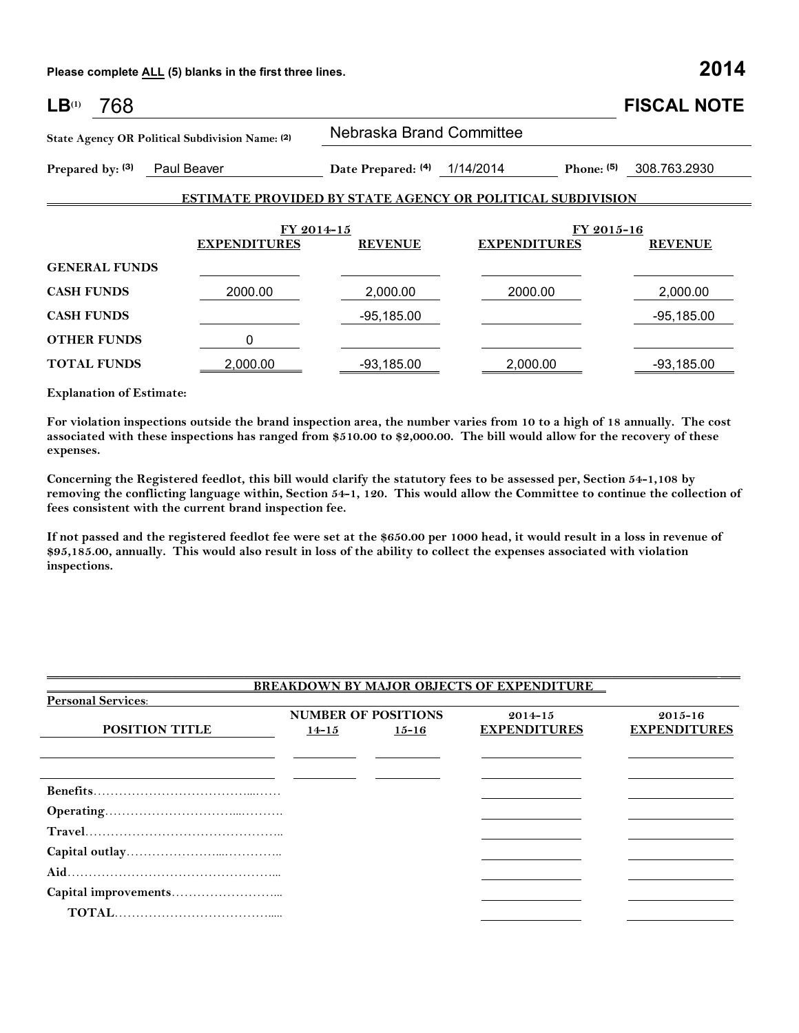Please complete ALL (5) blanks in the first three lines. **2014**

# LB[(1)] 768 — FISCAL NOTE

**State Agency OR Political Subdivision Name:** [(2)] Nebraska Brand Committee

**Prepared by:** [(3)] Paul Beaver **Date Prepared:** [(4)] 1/14/2014 **Phone:** [(5)] 308.763.2930

## ESTIMATE PROVIDED BY STATE AGENCY OR POLITICAL SUBDIVISION

| | FY 2014-15 | | FY 2015-16 | |
|---|---|---|---|---|
| | EXPENDITURES | REVENUE | EXPENDITURES | REVENUE |
| GENERAL FUNDS | | | | |
| CASH FUNDS | 2000.00 | 2,000.00 | 2000.00 | 2,000.00 |
| CASH FUNDS | | -95,185.00 | | -95,185.00 |
| OTHER FUNDS | 0 | | | |
| TOTAL FUNDS | 2,000.00 | -93,185.00 | 2,000.00 | -93,185.00 |

**Explanation of Estimate:**

**For violation inspections outside the brand inspection area, the number varies from 10 to a high of 18 annually. The cost associated with these inspections has ranged from $510.00 to $2,000.00. The bill would allow for the recovery of these expenses.**

**Concerning the Registered feedlot, this bill would clarify the statutory fees to be assessed per, Section 54-1,108 by removing the conflicting language within, Section 54-1, 120. This would allow the Committee to continue the collection of fees consistent with the current brand inspection fee.**

**If not passed and the registered feedlot fee were set at the $650.00 per 1000 head, it would result in a loss in revenue of $95,185.00, annually. This would also result in loss of the ability to collect the expenses associated with violation inspections.**

## BREAKDOWN BY MAJOR OBJECTS OF EXPENDITURE

**Personal Services:**

| POSITION TITLE | NUMBER OF POSITIONS 14-15 | NUMBER OF POSITIONS 15-16 | 2014-15 EXPENDITURES | 2015-16 EXPENDITURES |
|---|---|---|---|---|
| | | | | |
| | | | | |
| Benefits | | | | |
| Operating | | | | |
| Travel | | | | |
| Capital outlay | | | | |
| Aid | | | | |
| Capital improvements | | | | |
| TOTAL | | | | |